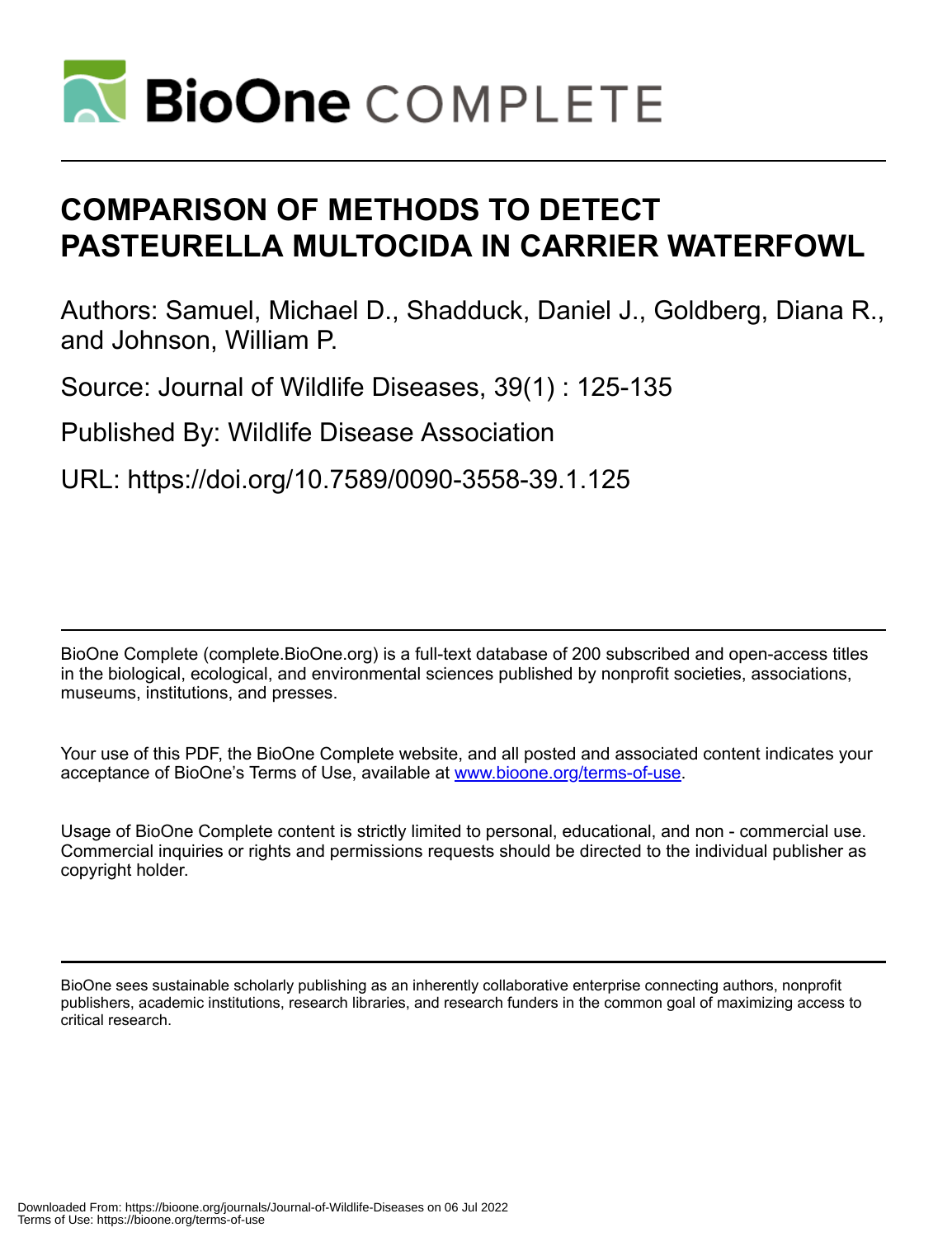# COMPARISON OF METHODS TO DETECT PASTEURELLA MULTOCIDA IN CARRIER WATERFOWL

Authors: Samuel, Michael D., Shadduck, Daniel J., Goldberg, Diana R., and Johnson, William P.

Source: Journal of Wildlife Diseases, 39(1) : 125-135

Published By: Wildlife Disease Association

URL: https://doi.org/10.7589/0090-3558-39.1.125

BioOne Complete (complete.BioOne.org) is a full-text database of 200 subscribed and open-access titles in the biological, ecological, and environmental sciences published by nonprofit societies, associations, museums, institutions, and presses.

Your use of this PDF, the BioOne Complete website, and all posted and associated content indicates your acceptance of BioOne's Terms of Use, available at www.bioone.org/terms-of-use.

Usage of BioOne Complete content is strictly limited to personal, educational, and non - commercial use. Commercial inquiries or rights and permissions requests should be directed to the individual publisher as copyright holder.

BioOne sees sustainable scholarly publishing as an inherently collaborative enterprise connecting authors, nonprofit publishers, academic institutions, research libraries, and research funders in the common goal of maximizing access to critical research.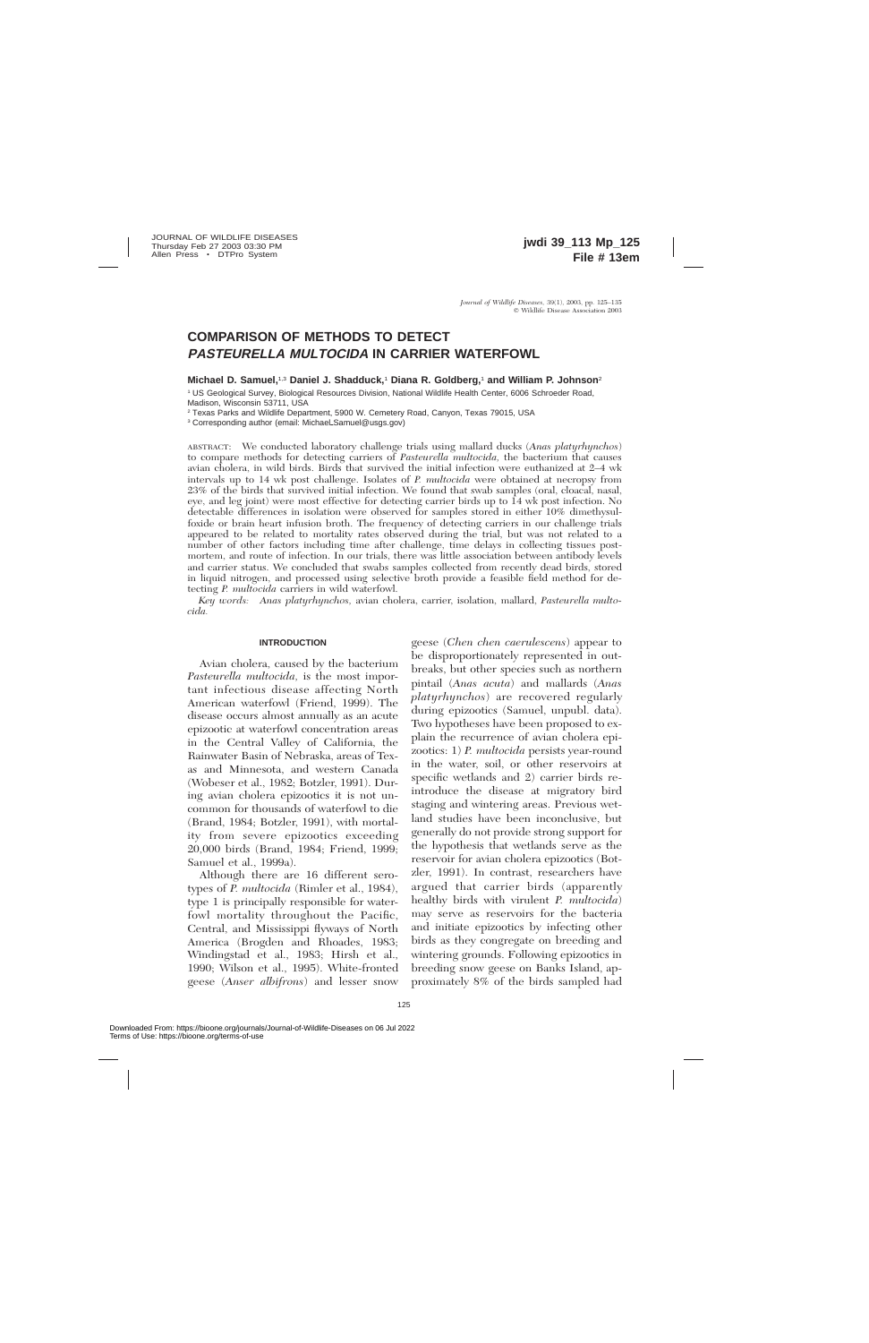# COMPARISON OF METHODS TO DETECT *PASTEURELLA MULTOCIDA* IN CARRIER WATERFOWL

**Michael D. Samuel,**[1,3] **Daniel J. Shadduck,**[1] **Diana R. Goldberg,**[1] **and William P. Johnson**[2]

[1] US Geological Survey, Biological Resources Division, National Wildlife Health Center, 6006 Schroeder Road, Madison, Wisconsin 53711, USA

[2] Texas Parks and Wildlife Department, 5900 W. Cemetery Road, Canyon, Texas 79015, USA

[3] Corresponding author (email: MichaelLSamuel@usgs.gov)

ABSTRACT: We conducted laboratory challenge trials using mallard ducks (*Anas platyrhynchos*) to compare methods for detecting carriers of *Pasteurella multocida*, the bacterium that causes avian cholera, in wild birds. Birds that survived the initial infection were euthanized at 2–4 wk intervals up to 14 wk post challenge. Isolates of *P. multocida* were obtained at necropsy from 23% of the birds that survived initial infection. We found that swab samples (oral, cloacal, nasal, eye, and leg joint) were most effective for detecting carrier birds up to 14 wk post infection. No detectable differences in isolation were observed for samples stored in either 10% dimethylsulfoxide or brain heart infusion broth. The frequency of detecting carriers in our challenge trials appeared to be related to mortality rates observed during the trial, but was not related to a number of other factors including time after challenge, time delays in collecting tissues postmortem, and route of infection. In our trials, there was little association between antibody levels and carrier status. We concluded that swabs samples collected from recently dead birds, stored in liquid nitrogen, and processed using selective broth provide a feasible field method for detecting *P. multocida* carriers in wild waterfowl.

*Key words:* *Anas platyrhynchos*, avian cholera, carrier, isolation, mallard, *Pasteurella multocida.*

## INTRODUCTION

Avian cholera, caused by the bacterium *Pasteurella multocida*, is the most important infectious disease affecting North American waterfowl (Friend, 1999). The disease occurs almost annually as an acute epizootic at waterfowl concentration areas in the Central Valley of California, the Rainwater Basin of Nebraska, areas of Texas and Minnesota, and western Canada (Wobeser et al., 1982; Botzler, 1991). During avian cholera epizootics it is not uncommon for thousands of waterfowl to die (Brand, 1984; Botzler, 1991), with mortality from severe epizootics exceeding 20,000 birds (Brand, 1984; Friend, 1999; Samuel et al., 1999a).

Although there are 16 different serotypes of *P. multocida* (Rimler et al., 1984), type 1 is principally responsible for waterfowl mortality throughout the Pacific, Central, and Mississippi flyways of North America (Brogden and Rhoades, 1983; Windingstad et al., 1983; Hirsh et al., 1990; Wilson et al., 1995). White-fronted geese (*Anser albifrons*) and lesser snow geese (*Chen chen caerulescens*) appear to be disproportionately represented in outbreaks, but other species such as northern pintail (*Anas acuta*) and mallards (*Anas platyrhynchos*) are recovered regularly during epizootics (Samuel, unpubl. data). Two hypotheses have been proposed to explain the recurrence of avian cholera epizootics: 1) *P. multocida* persists year-round in the water, soil, or other reservoirs at specific wetlands and 2) carrier birds reintroduce the disease at migratory bird staging and wintering areas. Previous wetland studies have been inconclusive, but generally do not provide strong support for the hypothesis that wetlands serve as the reservoir for avian cholera epizootics (Botzler, 1991). In contrast, researchers have argued that carrier birds (apparently healthy birds with virulent *P. multocida*) may serve as reservoirs for the bacteria and initiate epizootics by infecting other birds as they congregate on breeding and wintering grounds. Following epizootics in breeding snow geese on Banks Island, approximately 8% of the birds sampled had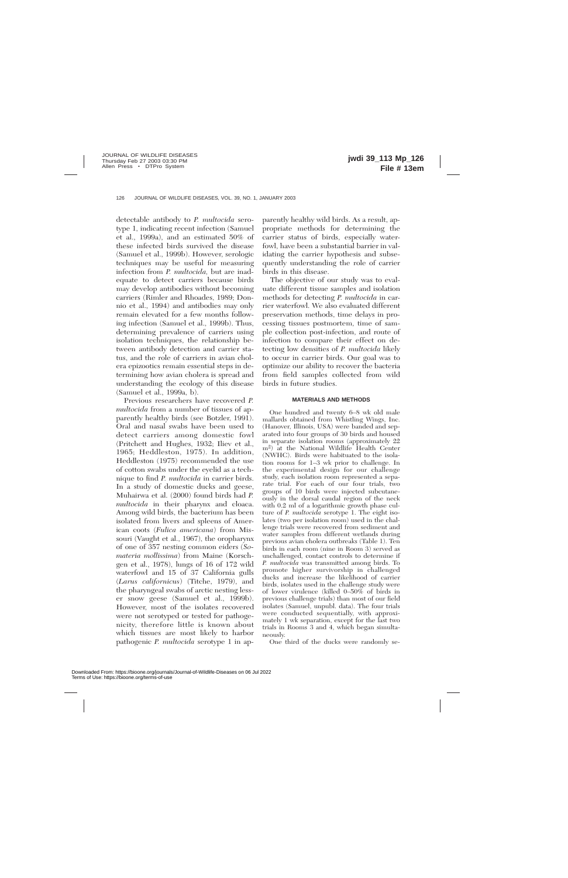detectable antibody to *P. multocida* serotype 1, indicating recent infection (Samuel et al., 1999a), and an estimated 50% of these infected birds survived the disease (Samuel et al., 1999b). However, serologic techniques may be useful for measuring infection from *P. multocida,* but are inadequate to detect carriers because birds may develop antibodies without becoming carriers (Rimler and Rhoades, 1989; Donnio et al., 1994) and antibodies may only remain elevated for a few months following infection (Samuel et al., 1999b). Thus, determining prevalence of carriers using isolation techniques, the relationship between antibody detection and carrier status, and the role of carriers in avian cholera epizootics remain essential steps in determining how avian cholera is spread and understanding the ecology of this disease (Samuel et al., 1999a, b).

Previous researchers have recovered *P. multocida* from a number of tissues of apparently healthy birds (see Botzler, 1991). Oral and nasal swabs have been used to detect carriers among domestic fowl (Pritchett and Hughes, 1932; Iliev et al., 1965; Heddleston, 1975). In addition, Heddleston (1975) recommended the use of cotton swabs under the eyelid as a technique to find *P. multocida* in carrier birds. In a study of domestic ducks and geese, Muhairwa et al. (2000) found birds had *P. multocida* in their pharynx and cloaca. Among wild birds, the bacterium has been isolated from livers and spleens of American coots (*Fulica americana*) from Missouri (Vaught et al., 1967), the oropharynx of one of 357 nesting common eiders (*Somateria mollissima*) from Maine (Korschgen et al., 1978), lungs of 16 of 172 wild waterfowl and 15 of 37 California gulls (*Larus californicus*) (Titche, 1979), and the pharyngeal swabs of arctic nesting lesser snow geese (Samuel et al., 1999b). However, most of the isolates recovered were not serotyped or tested for pathogenicity, therefore little is known about which tissues are most likely to harbor pathogenic *P. multocida* serotype 1 in apparently healthy wild birds. As a result, appropriate methods for determining the carrier status of birds, especially waterfowl, have been a substantial barrier in validating the carrier hypothesis and subsequently understanding the role of carrier birds in this disease.

The objective of our study was to evaluate different tissue samples and isolation methods for detecting *P. multocida* in carrier waterfowl. We also evaluated different preservation methods, time delays in processing tissues postmortem, time of sample collection post-infection, and route of infection to compare their effect on detecting low densities of *P. multocida* likely to occur in carrier birds. Our goal was to optimize our ability to recover the bacteria from field samples collected from wild birds in future studies.

## MATERIALS AND METHODS

One hundred and twenty 6–8 wk old male mallards obtained from Whistling Wings, Inc. (Hanover, Illinois, USA) were banded and separated into four groups of 30 birds and housed in separate isolation rooms (approximately 22 m²) at the National Wildlife Health Center (NWHC). Birds were habituated to the isolation rooms for 1–3 wk prior to challenge. In the experimental design for our challenge study, each isolation room represented a separate trial. For each of our four trials, two groups of 10 birds were injected subcutaneously in the dorsal caudal region of the neck with 0.2 ml of a logarithmic growth phase culture of *P. multocida* serotype 1. The eight isolates (two per isolation room) used in the challenge trials were recovered from sediment and water samples from different wetlands during previous avian cholera outbreaks (Table 1). Ten birds in each room (nine in Room 3) served as unchallenged, contact controls to determine if *P. multocida* was transmitted among birds. To promote higher survivorship in challenged ducks and increase the likelihood of carrier birds, isolates used in the challenge study were of lower virulence (killed 0–50% of birds in previous challenge trials) than most of our field isolates (Samuel, unpubl. data). The four trials were conducted sequentially, with approximately 1 wk separation, except for the last two trials in Rooms 3 and 4, which began simultaneously.

One third of the ducks were randomly se-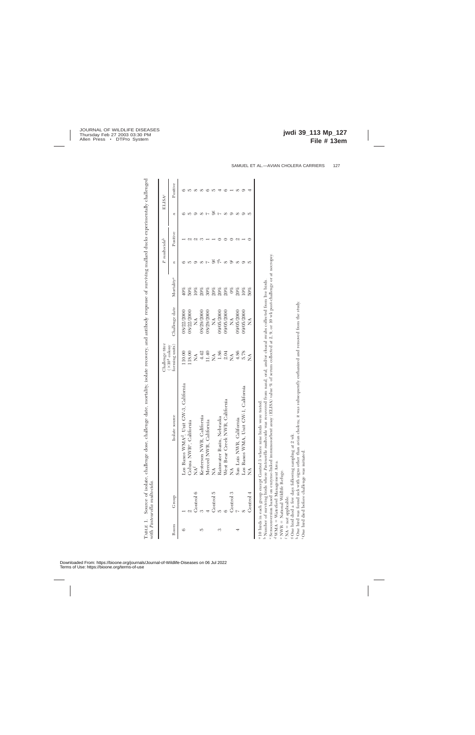TABLE 1. Source of isolate, challenge dose, challenge date, mortality, isolate recovery, and antibody response of surviving mallard ducks experimentally challenged with *Pasteurella multocida*.

| Room | Group | Isolate source | Challenge titer ($\times 10^4$ colony forming units) | Challenge date | Mortality[a] | *P. multocida*[b] *n* | *P. multocida*[b] Positive | ELISA[c] *n* | ELISA[c] Positive |
|---|---|---|---|---|---|---|---|---|---|
| 6 | 1 | Los Banos WMA[d] Unit GW-3, California | 110.00 | 08/22/2000 | 40% | 6 | 1 | 6 | 6 |
| | 2 | Colusa NWR[e], California | 118.00 | 08/22/2000 | 50% | 5 | 2 | 5 | 5 |
| | Control 6 | NA[f] | NA | NA | 10% | 9 | 2 | 9 | 8 |
| 5 | 3 | Kesterson NWR, California | 4.42 | 08/29/2000 | 20% | 8 | 3 | 8 | 8 |
| | 4 | Merced NWR, California | 11.40 | 08/29/2000 | 30% | 7 | 1 | 7 | 6 |
| | Control 5 | NA | NA | NA | 20% | 9[g] | 1 | 9[g] | 5 |
| 3 | 5 | Rainwater Basin, Nebraska | 1.86 | 09/05/2000 | 20% | 7[h] | 0 | 7 | 4 |
| | 6 | West Bear Creek NWR, California | 2.04 | 09/05/2000 | 20% | 8 | 0 | 8 | 6 |
| | Control 3 | NA | NA | NA | 0% | 9 | 0 | 9 | 1 |
| 4 | 7 | San Luis NWR, California | 4.86 | 09/05/2000 | 20% | 8 | 2 | 8 | 8 |
| | 8 | Los Banos WMA, Unit GW-1, California | 5.78 | 09/05/2000 | 10% | 9 | 1 | 9 | 9 |
| | Control 4 | NA | NA | NA | 50% | 5 | 0 | 5 | 4 |

[a] 10 birds in each group except Control 3 where nine birds were tested.

[b] Number of surviving birds where *Pasteurella multocida* was recovered from nasal, oral, and/or cloacal swabs collected from live birds.

[c] Seroconversion based on enzyme-linked immunosorbent assay (ELISA) value % of serum collected at 2, 9, or 10 wk post-challenge or at necropsy.

[d] WMA = Waterfowl Management Area.

[e] NWR = National Wildlife Refuge.

[f] NA = not applicable.

[g] One bird died a few days following sampling at 2 wk.

[h] One bird was found sick with signs other than avian cholera; it was subsequently euthanized and removed from the study.

[i] One bird died before challenge was initiated.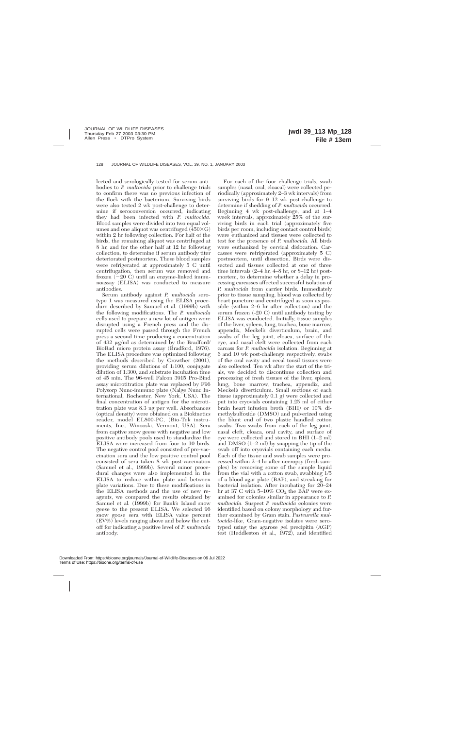lected and serologically tested for serum antibodies to *P. multocida* prior to challenge trials to confirm there was no previous infection of the flock with the bacterium. Surviving birds were also tested 2 wk post-challenge to determine if seroconversion occurred, indicating they had been infected with *P. multocida.* Blood samples were divided into two equal volumes and one aliquot was centrifuged (450×G) within 2 hr following collection. For half of the birds, the remaining aliquot was centrifuged at 8 hr, and for the other half at 12 hr following collection, to determine if serum antibody titer deteriorated postmortem. These blood samples were refrigerated at approximately 5 C until centrifugation, then serum was removed and frozen (−20 C) until an enzyme-linked immunoassay (ELISA) was conducted to measure antibodies.

Serum antibody against *P. multocida* serotype 1 was measured using the ELISA procedure described by Samuel et al. (1999b) with the following modifications. The *P. multocida* cells used to prepare a new lot of antigen were disrupted using a French press and the disrupted cells were passed through the French press a second time producing a concentration of 432 μg/ml as determined by the Bradford/BioRad micro protein assay (Bradford, 1976). The ELISA procedure was optimized following the methods described by Crowther (2001), providing serum dilutions of 1:100, conjugate dilution of 1:300, and substrate incubation time of 45 min. The 96-well Falcon 3915 Pro-Bind assay microtitration plate was replaced by F96 Polysorp Nunc-immuno plate (Nalge Nunc International, Rochester, New York, USA). The final concentration of antigen for the microtitration plate was 8.3 ng per well. Absorbances (optical density) were obtained on a Biokinetics reader, model EL800-PC, (Bio-Tek instruments, Inc., Winooski, Vermont, USA). Sera from captive snow geese with negative and low positive antibody pools used to standardize the ELISA were increased from four to 10 birds. The negative control pool consisted of pre-vaccination sera and the low positive control pool consisted of sera taken 8 wk post-vaccination (Samuel et al., 1999b). Several minor procedural changes were also implemented in the ELISA to reduce within plate and between plate variations. Due to these modifications in the ELISA methods and the use of new reagents, we compared the results obtained by Samuel et al. (1999b) for Bank's Island snow geese to the present ELISA. We selected 96 snow goose sera with ELISA value percent (EV%) levels ranging above and below the cutoff for indicating a positive level of *P. multocida* antibody.

For each of the four challenge trials, swab samples (nasal, oral, cloacal) were collected periodically (approximately 2–3 wk intervals) from surviving birds for 9–12 wk post-challenge to determine if shedding of *P. multocida* occurred. Beginning 4 wk post-challenge, and at 1–4 week intervals, approximately 25% of the surviving birds in each trial (approximately five birds per room, including contact control birds) were euthanized and tissues were collected to test for the presence of *P. multocida.* All birds were euthanized by cervical dislocation. Carcasses were refrigerated (approximately 5 C) postmortem, until dissection. Birds were dissected and tissues collected at one of three time intervals (2–4 hr, 4–8 hr, or 8–12 hr) postmortem, to determine whether a delay in processing carcasses affected successful isolation of *P. multocida* from carrier birds. Immediately prior to tissue sampling, blood was collected by heart puncture and centrifuged as soon as possible (within 2–6 hr after collection) and the serum frozen (-20 C) until antibody testing by ELISA was conducted. Initially, tissue samples of the liver, spleen, lung, trachea, bone marrow, appendix, Meckel's diverticulum, brain, and swabs of the leg joint, cloaca, surface of the eye, and nasal cleft were collected from each carcass for *P. multocida* isolation. Beginning at 6 and 10 wk post-challenge respectively, swabs of the oral cavity and cecal tonsil tissues were also collected. Ten wk after the start of the trials, we decided to discontinue collection and processing of fresh tissues of the liver, spleen, lung, bone marrow, trachea, appendix, and Meckel's diverticulum. Small sections of each tissue (approximately 0.1 g) were collected and put into cryovials containing 1.25 ml of either brain heart infusion broth (BHI) or 10% dimethylsulfoxide (DMSO) and pulverized using the blunt end of two plastic handled cotton swabs. Two swabs from each of the leg joint, nasal cleft, cloaca, oral cavity, and surface of eye were collected and stored in BHI (1–2 ml) and DMSO (1–2 ml) by snapping the tip of the swab off into cryovials containing each media. Each of the tissue and swab samples were processed within 2–4 hr after necropsy (fresh samples) by removing some of the sample liquid from the vial with a cotton swab, swabbing 1/5 of a blood agar plate (BAP), and streaking for bacterial isolation. After incubating for 20–24 hr at 37 C with 5–10% $CO_2$ the BAP were examined for colonies similar in appearance to *P. multocida.* Suspect *P. multocida* colonies were identified based on colony morphology and further examined by Gram stain. *Pasteurella multocida*-like, Gram-negative isolates were serotyped using the agarose gel precipitin (AGP) test (Heddleston et al., 1972), and identified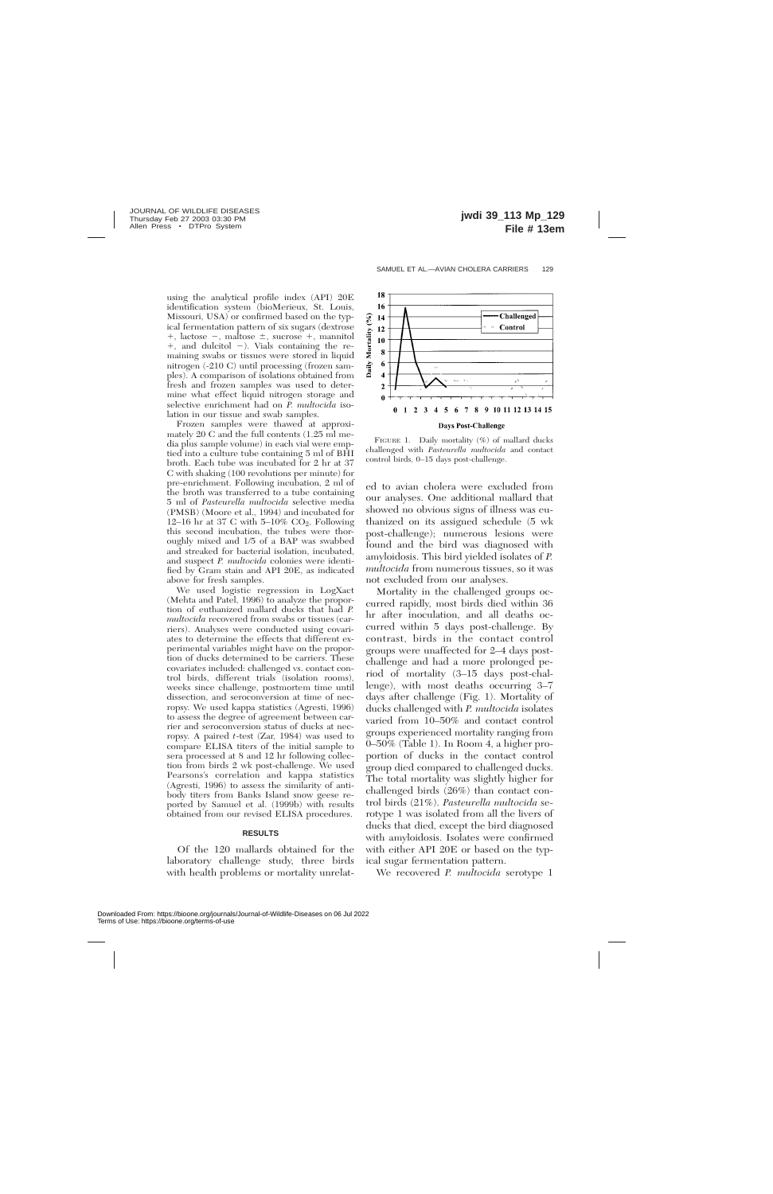using the analytical profile index (API) 20E identification system (bioMerieux, St. Louis, Missouri, USA) or confirmed based on the typical fermentation pattern of six sugars (dextrose +, lactose −, maltose ±, sucrose +, mannitol +, and dulcitol −). Vials containing the remaining swabs or tissues were stored in liquid nitrogen (-210 C) until processing (frozen samples). A comparison of isolations obtained from fresh and frozen samples was used to determine what effect liquid nitrogen storage and selective enrichment had on *P. multocida* isolation in our tissue and swab samples.

Frozen samples were thawed at approximately 20 C and the full contents (1.25 ml media plus sample volume) in each vial were emptied into a culture tube containing 5 ml of BHI broth. Each tube was incubated for 2 hr at 37 C with shaking (100 revolutions per minute) for pre-enrichment. Following incubation, 2 ml of the broth was transferred to a tube containing 5 ml of *Pasteurella multocida* selective media (PMSB) (Moore et al., 1994) and incubated for 12–16 hr at 37 C with 5–10% $CO_2$. Following this second incubation, the tubes were thoroughly mixed and 1/5 of a BAP was swabbed and streaked for bacterial isolation, incubated, and suspect *P. multocida* colonies were identified by Gram stain and API 20E, as indicated above for fresh samples.

We used logistic regression in LogXact (Mehta and Patel, 1996) to analyze the proportion of euthanized mallard ducks that had *P. multocida* recovered from swabs or tissues (carriers). Analyses were conducted using covariates to determine the effects that different experimental variables might have on the proportion of ducks determined to be carriers. These covariates included: challenged vs. contact control birds, different trials (isolation rooms), weeks since challenge, postmortem time until dissection, and seroconversion at time of necropsy. We used kappa statistics (Agresti, 1996) to assess the degree of agreement between carrier and seroconversion status of ducks at necropsy. A paired *t*-test (Zar, 1984) was used to compare ELISA titers of the initial sample to sera processed at 8 and 12 hr following collection from birds 2 wk post-challenge. We used Pearsons's correlation and kappa statistics (Agresti, 1996) to assess the similarity of antibody titers from Banks Island snow geese reported by Samuel et al. (1999b) with results obtained from our revised ELISA procedures.

## RESULTS

Of the 120 mallards obtained for the laboratory challenge study, three birds with health problems or mortality unrelated to avian cholera were excluded from our analyses. One additional mallard that showed no obvious signs of illness was euthanized on its assigned schedule (5 wk post-challenge); numerous lesions were found and the bird was diagnosed with amyloidosis. This bird yielded isolates of *P. multocida* from numerous tissues, so it was not excluded from our analyses.

Mortality in the challenged groups occurred rapidly, most birds died within 36 hr after inoculation, and all deaths occurred within 5 days post-challenge. By contrast, birds in the contact control groups were unaffected for 2–4 days post-challenge and had a more prolonged period of mortality (3–15 days post-challenge), with most deaths occurring 3–7 days after challenge (Fig. 1). Mortality of ducks challenged with *P. multocida* isolates varied from 10–50% and contact control groups experienced mortality ranging from 0–50% (Table 1). In Room 4, a higher proportion of ducks in the contact control group died compared to challenged ducks. The total mortality was slightly higher for challenged birds (26%) than contact control birds (21%). *Pasteurella multocida* serotype 1 was isolated from all the livers of ducks that died, except the bird diagnosed with amyloidosis. Isolates were confirmed with either API 20E or based on the typical sugar fermentation pattern.

We recovered *P. multocida* serotype 1

FIGURE 1. Daily mortality (%) of mallard ducks challenged with *Pasteurella multocida* and contact control birds, 0–15 days post-challenge.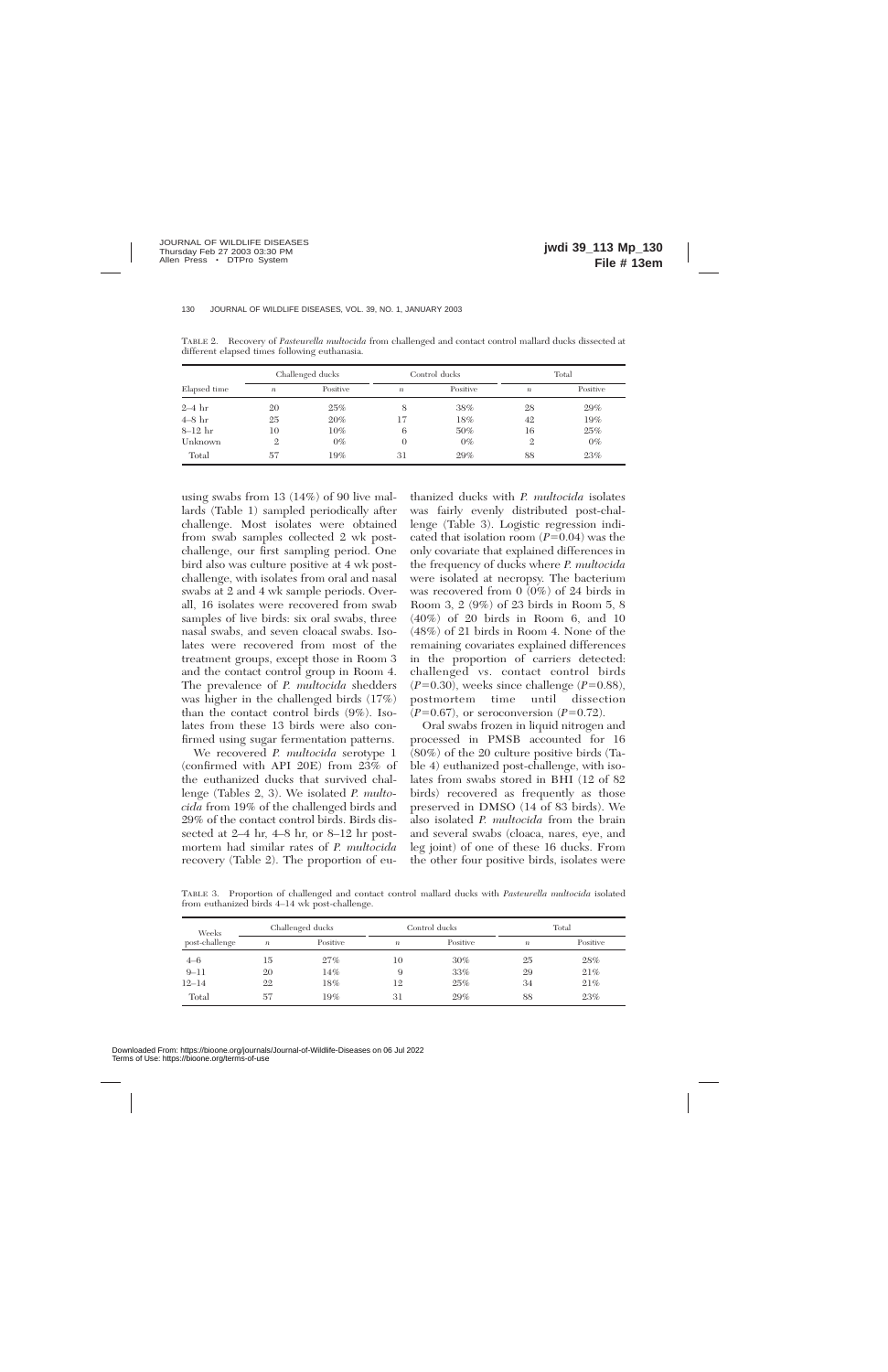TABLE 2. Recovery of *Pasteurella multocida* from challenged and contact control mallard ducks dissected at different elapsed times following euthanasia.

| Elapsed time | Challenged ducks | | Control ducks | | Total | |
|---|---|---|---|---|---|---|
| | *n* | Positive | *n* | Positive | *n* | Positive |
| 2–4 hr | 20 | 25% | 8 | 38% | 28 | 29% |
| 4–8 hr | 25 | 20% | 17 | 18% | 42 | 19% |
| 8–12 hr | 10 | 10% | 6 | 50% | 16 | 25% |
| Unknown | 2 | 0% | 0 | 0% | 2 | 0% |
| Total | 57 | 19% | 31 | 29% | 88 | 23% |

using swabs from 13 (14%) of 90 live mallards (Table 1) sampled periodically after challenge. Most isolates were obtained from swab samples collected 2 wk post-challenge, our first sampling period. One bird also was culture positive at 4 wk post-challenge, with isolates from oral and nasal swabs at 2 and 4 wk sample periods. Overall, 16 isolates were recovered from swab samples of live birds: six oral swabs, three nasal swabs, and seven cloacal swabs. Isolates were recovered from most of the treatment groups, except those in Room 3 and the contact control group in Room 4. The prevalence of *P. multocida* shedders was higher in the challenged birds (17%) than the contact control birds (9%). Isolates from these 13 birds were also confirmed using sugar fermentation patterns.

We recovered *P. multocida* serotype 1 (confirmed with API 20E) from 23% of the euthanized ducks that survived challenge (Tables 2, 3). We isolated *P. multocida* from 19% of the challenged birds and 29% of the contact control birds. Birds dissected at 2–4 hr, 4–8 hr, or 8–12 hr postmortem had similar rates of *P. multocida* recovery (Table 2). The proportion of euthanized ducks with *P. multocida* isolates was fairly evenly distributed post-challenge (Table 3). Logistic regression indicated that isolation room ($P=0.04$) was the only covariate that explained differences in the frequency of ducks where *P. multocida* were isolated at necropsy. The bacterium was recovered from 0 (0%) of 24 birds in Room 3, 2 (9%) of 23 birds in Room 5, 8 (40%) of 20 birds in Room 6, and 10 (48%) of 21 birds in Room 4. None of the remaining covariates explained differences in the proportion of carriers detected: challenged vs. contact control birds ($P=0.30$), weeks since challenge ($P=0.88$), postmortem time until dissection ($P=0.67$), or seroconversion ($P=0.72$).

Oral swabs frozen in liquid nitrogen and processed in PMSB accounted for 16 (80%) of the 20 culture positive birds (Table 4) euthanized post-challenge, with isolates from swabs stored in BHI (12 of 82 birds) recovered as frequently as those preserved in DMSO (14 of 83 birds). We also isolated *P. multocida* from the brain and several swabs (cloaca, nares, eye, and leg joint) of one of these 16 ducks. From the other four positive birds, isolates were

TABLE 3. Proportion of challenged and contact control mallard ducks with *Pasteurella multocida* isolated from euthanized birds 4–14 wk post-challenge.

| Weeks post-challenge | Challenged ducks | | Control ducks | | Total | |
|---|---|---|---|---|---|---|
| | *n* | Positive | *n* | Positive | *n* | Positive |
| 4–6 | 15 | 27% | 10 | 30% | 25 | 28% |
| 9–11 | 20 | 14% | 9 | 33% | 29 | 21% |
| 12–14 | 22 | 18% | 12 | 25% | 34 | 21% |
| Total | 57 | 19% | 31 | 29% | 88 | 23% |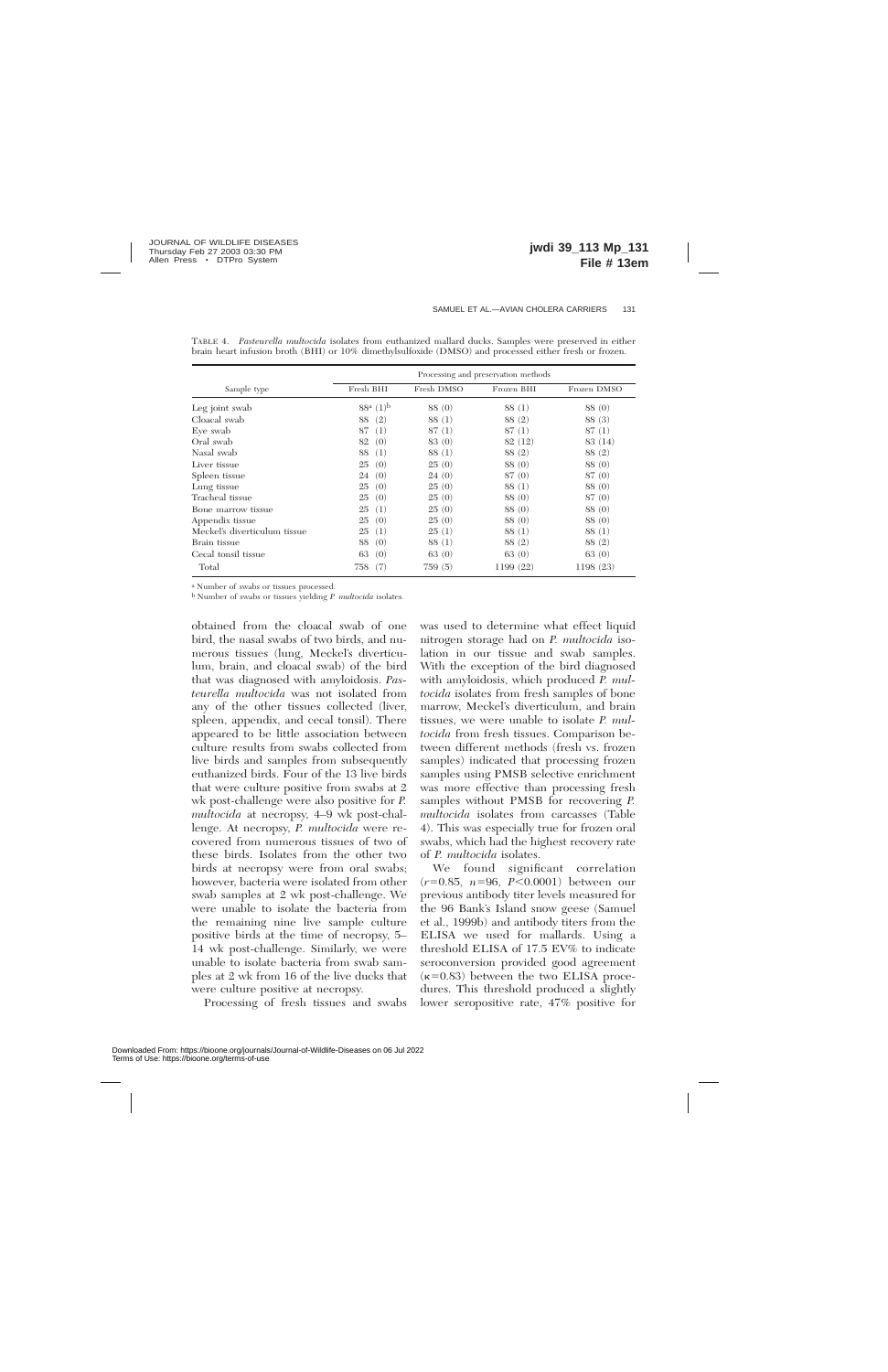TABLE 4. *Pasteurella multocida* isolates from euthanized mallard ducks. Samples were preserved in either brain heart infusion broth (BHI) or 10% dimethylsulfoxide (DMSO) and processed either fresh or frozen.

| Sample type | Processing and preservation methods | | | |
|---|---|---|---|---|
| | Fresh BHI | Fresh DMSO | Frozen BHI | Frozen DMSO |
| Leg joint swab | 88[a] (1)[b] | 88 (0) | 88 (1) | 88 (0) |
| Cloacal swab | 88 (2) | 88 (1) | 88 (2) | 88 (3) |
| Eye swab | 87 (1) | 87 (1) | 87 (1) | 87 (1) |
| Oral swab | 82 (0) | 83 (0) | 82 (12) | 83 (14) |
| Nasal swab | 88 (1) | 88 (1) | 88 (2) | 88 (2) |
| Liver tissue | 25 (0) | 25 (0) | 88 (0) | 88 (0) |
| Spleen tissue | 24 (0) | 24 (0) | 87 (0) | 87 (0) |
| Lung tissue | 25 (0) | 25 (0) | 88 (1) | 88 (0) |
| Tracheal tissue | 25 (0) | 25 (0) | 88 (0) | 87 (0) |
| Bone marrow tissue | 25 (1) | 25 (0) | 88 (0) | 88 (0) |
| Appendix tissue | 25 (0) | 25 (0) | 88 (0) | 88 (0) |
| Meckel's diverticulum tissue | 25 (1) | 25 (1) | 88 (1) | 88 (1) |
| Brain tissue | 88 (0) | 88 (1) | 88 (2) | 88 (2) |
| Cecal tonsil tissue | 63 (0) | 63 (0) | 63 (0) | 63 (0) |
| Total | 758 (7) | 759 (5) | 1199 (22) | 1198 (23) |

[a] Number of swabs or tissues processed.

[b] Number of swabs or tissues yielding *P. multocida* isolates.

obtained from the cloacal swab of one bird, the nasal swabs of two birds, and numerous tissues (lung, Meckel's diverticulum, brain, and cloacal swab) of the bird that was diagnosed with amyloidosis. *Pasteurella multocida* was not isolated from any of the other tissues collected (liver, spleen, appendix, and cecal tonsil). There appeared to be little association between culture results from swabs collected from live birds and samples from subsequently euthanized birds. Four of the 13 live birds that were culture positive from swabs at 2 wk post-challenge were also positive for *P. multocida* at necropsy, 4–9 wk post-challenge. At necropsy, *P. multocida* were recovered from numerous tissues of two of these birds. Isolates from the other two birds at necropsy were from oral swabs; however, bacteria were isolated from other swab samples at 2 wk post-challenge. We were unable to isolate the bacteria from the remaining nine live sample culture positive birds at the time of necropsy, 5–14 wk post-challenge. Similarly, we were unable to isolate bacteria from swab samples at 2 wk from 16 of the live ducks that were culture positive at necropsy.

Processing of fresh tissues and swabs was used to determine what effect liquid nitrogen storage had on *P. multocida* isolation in our tissue and swab samples. With the exception of the bird diagnosed with amyloidosis, which produced *P. multocida* isolates from fresh samples of bone marrow, Meckel's diverticulum, and brain tissues, we were unable to isolate *P. multocida* from fresh tissues. Comparison between different methods (fresh vs. frozen samples) indicated that processing frozen samples using PMSB selective enrichment was more effective than processing fresh samples without PMSB for recovering *P. multocida* isolates from carcasses (Table 4). This was especially true for frozen oral swabs, which had the highest recovery rate of *P. multocida* isolates.

We found significant correlation ($r$=0.85, $n$=96, $P$<0.0001) between our previous antibody titer levels measured for the 96 Bank's Island snow geese (Samuel et al., 1999b) and antibody titers from the ELISA we used for mallards. Using a threshold ELISA of 17.5 EV% to indicate seroconversion provided good agreement ($\kappa$=0.83) between the two ELISA procedures. This threshold produced a slightly lower seropositive rate, 47% positive for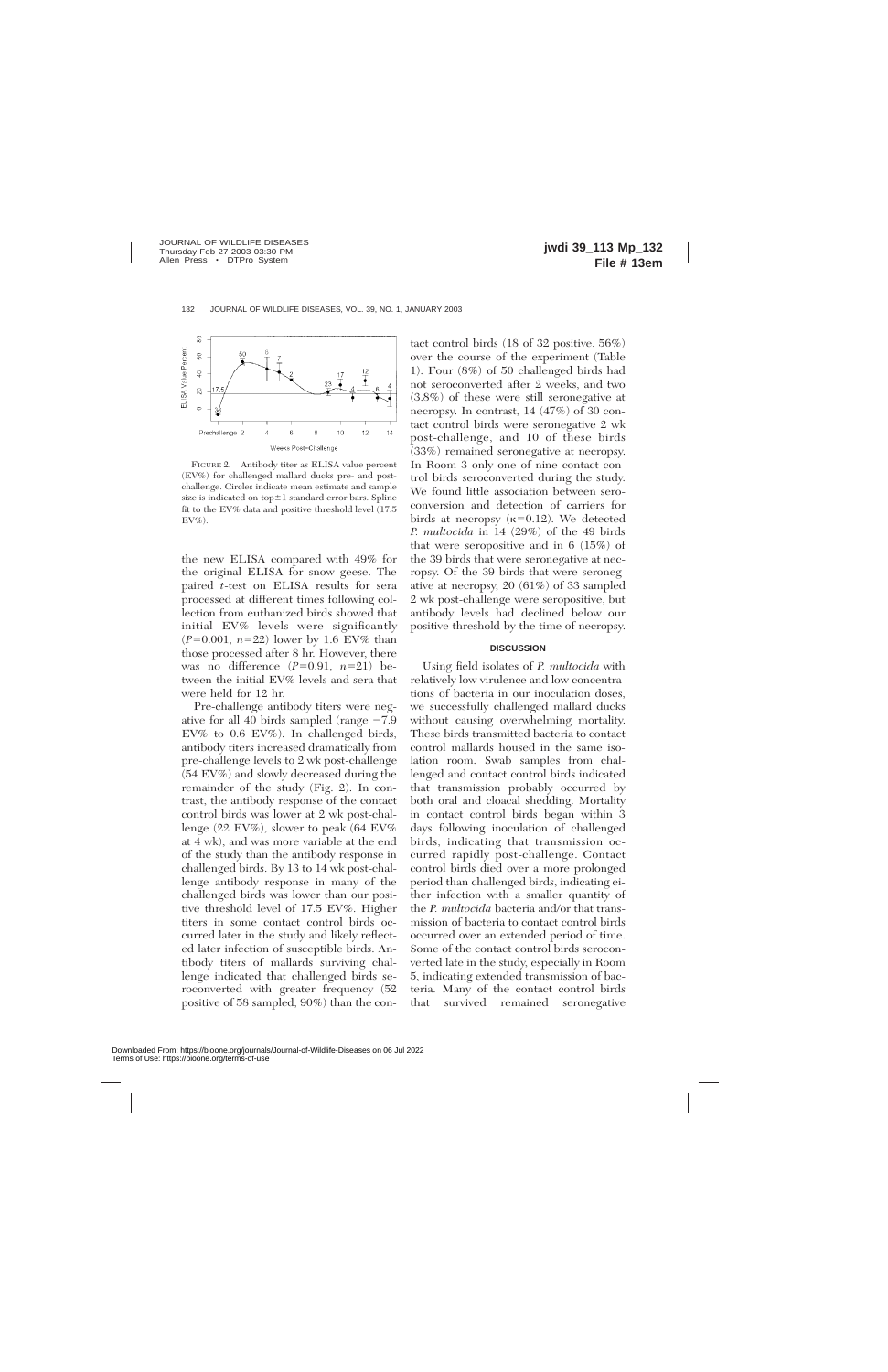FIGURE 2. Antibody titer as ELISA value percent (EV%) for challenged mallard ducks pre- and post-challenge. Circles indicate mean estimate and sample size is indicated on top±1 standard error bars. Spline fit to the EV% data and positive threshold level (17.5 EV%).

the new ELISA compared with 49% for the original ELISA for snow geese. The paired *t*-test on ELISA results for sera processed at different times following collection from euthanized birds showed that initial EV% levels were significantly ($P$=0.001, $n$=22) lower by 1.6 EV% than those processed after 8 hr. However, there was no difference ($P$=0.91, $n$=21) between the initial EV% levels and sera that were held for 12 hr.

Pre-challenge antibody titers were negative for all 40 birds sampled (range −7.9 EV% to 0.6 EV%). In challenged birds, antibody titers increased dramatically from pre-challenge levels to 2 wk post-challenge (54 EV%) and slowly decreased during the remainder of the study (Fig. 2). In contrast, the antibody response of the contact control birds was lower at 2 wk post-challenge (22 EV%), slower to peak (64 EV% at 4 wk), and was more variable at the end of the study than the antibody response in challenged birds. By 13 to 14 wk post-challenge antibody response in many of the challenged birds was lower than our positive threshold level of 17.5 EV%. Higher titers in some contact control birds occurred later in the study and likely reflected later infection of susceptible birds. Antibody titers of mallards surviving challenge indicated that challenged birds seroconverted with greater frequency (52 positive of 58 sampled, 90%) than the contact control birds (18 of 32 positive, 56%) over the course of the experiment (Table 1). Four (8%) of 50 challenged birds had not seroconverted after 2 weeks, and two (3.8%) of these were still seronegative at necropsy. In contrast, 14 (47%) of 30 contact control birds were seronegative 2 wk post-challenge, and 10 of these birds (33%) remained seronegative at necropsy. In Room 3 only one of nine contact control birds seroconverted during the study. We found little association between seroconversion and detection of carriers for birds at necropsy ($\kappa$=0.12). We detected *P. multocida* in 14 (29%) of the 49 birds that were seropositive and in 6 (15%) of the 39 birds that were seronegative at necropsy. Of the 39 birds that were seronegative at necropsy, 20 (61%) of 33 sampled 2 wk post-challenge were seropositive, but antibody levels had declined below our positive threshold by the time of necropsy.

## DISCUSSION

Using field isolates of *P. multocida* with relatively low virulence and low concentrations of bacteria in our inoculation doses, we successfully challenged mallard ducks without causing overwhelming mortality. These birds transmitted bacteria to contact control mallards housed in the same isolation room. Swab samples from challenged and contact control birds indicated that transmission probably occurred by both oral and cloacal shedding. Mortality in contact control birds began within 3 days following inoculation of challenged birds, indicating that transmission occurred rapidly post-challenge. Contact control birds died over a more prolonged period than challenged birds, indicating either infection with a smaller quantity of the *P. multocida* bacteria and/or that transmission of bacteria to contact control birds occurred over an extended period of time. Some of the contact control birds seroconverted late in the study, especially in Room 5, indicating extended transmission of bacteria. Many of the contact control birds that survived remained seronegative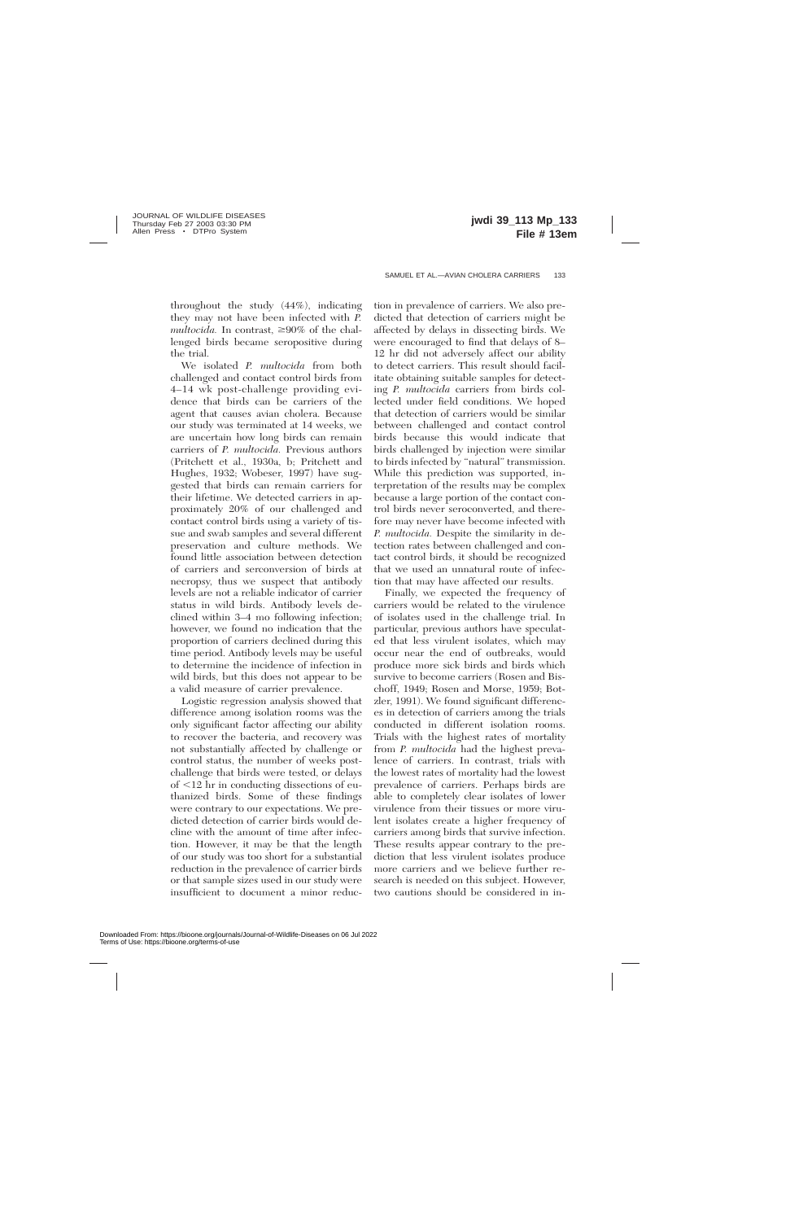throughout the study (44%), indicating they may not have been infected with *P. multocida.* In contrast, ≥90% of the challenged birds became seropositive during the trial.

We isolated *P. multocida* from both challenged and contact control birds from 4–14 wk post-challenge providing evidence that birds can be carriers of the agent that causes avian cholera. Because our study was terminated at 14 weeks, we are uncertain how long birds can remain carriers of *P. multocida.* Previous authors (Pritchett et al., 1930a, b; Pritchett and Hughes, 1932; Wobeser, 1997) have suggested that birds can remain carriers for their lifetime. We detected carriers in approximately 20% of our challenged and contact control birds using a variety of tissue and swab samples and several different preservation and culture methods. We found little association between detection of carriers and seroconversion of birds at necropsy, thus we suspect that antibody levels are not a reliable indicator of carrier status in wild birds. Antibody levels declined within 3–4 mo following infection; however, we found no indication that the proportion of carriers declined during this time period. Antibody levels may be useful to determine the incidence of infection in wild birds, but this does not appear to be a valid measure of carrier prevalence.

Logistic regression analysis showed that difference among isolation rooms was the only significant factor affecting our ability to recover the bacteria, and recovery was not substantially affected by challenge or control status, the number of weeks post-challenge that birds were tested, or delays of <12 hr in conducting dissections of euthanized birds. Some of these findings were contrary to our expectations. We predicted detection of carrier birds would decline with the amount of time after infection. However, it may be that the length of our study was too short for a substantial reduction in the prevalence of carrier birds or that sample sizes used in our study were insufficient to document a minor reduction in prevalence of carriers. We also predicted that detection of carriers might be affected by delays in dissecting birds. We were encouraged to find that delays of 8–12 hr did not adversely affect our ability to detect carriers. This result should facilitate obtaining suitable samples for detecting *P. multocida* carriers from birds collected under field conditions. We hoped that detection of carriers would be similar between challenged and contact control birds because this would indicate that birds challenged by injection were similar to birds infected by "natural" transmission. While this prediction was supported, interpretation of the results may be complex because a large portion of the contact control birds never seroconverted, and therefore may never have become infected with *P. multocida.* Despite the similarity in detection rates between challenged and contact control birds, it should be recognized that we used an unnatural route of infection that may have affected our results.

Finally, we expected the frequency of carriers would be related to the virulence of isolates used in the challenge trial. In particular, previous authors have speculated that less virulent isolates, which may occur near the end of outbreaks, would produce more sick birds and birds which survive to become carriers (Rosen and Bischoff, 1949; Rosen and Morse, 1959; Botzler, 1991). We found significant differences in detection of carriers among the trials conducted in different isolation rooms. Trials with the highest rates of mortality from *P. multocida* had the highest prevalence of carriers. In contrast, trials with the lowest rates of mortality had the lowest prevalence of carriers. Perhaps birds are able to completely clear isolates of lower virulence from their tissues or more virulent isolates create a higher frequency of carriers among birds that survive infection. These results appear contrary to the prediction that less virulent isolates produce more carriers and we believe further research is needed on this subject. However, two cautions should be considered in in-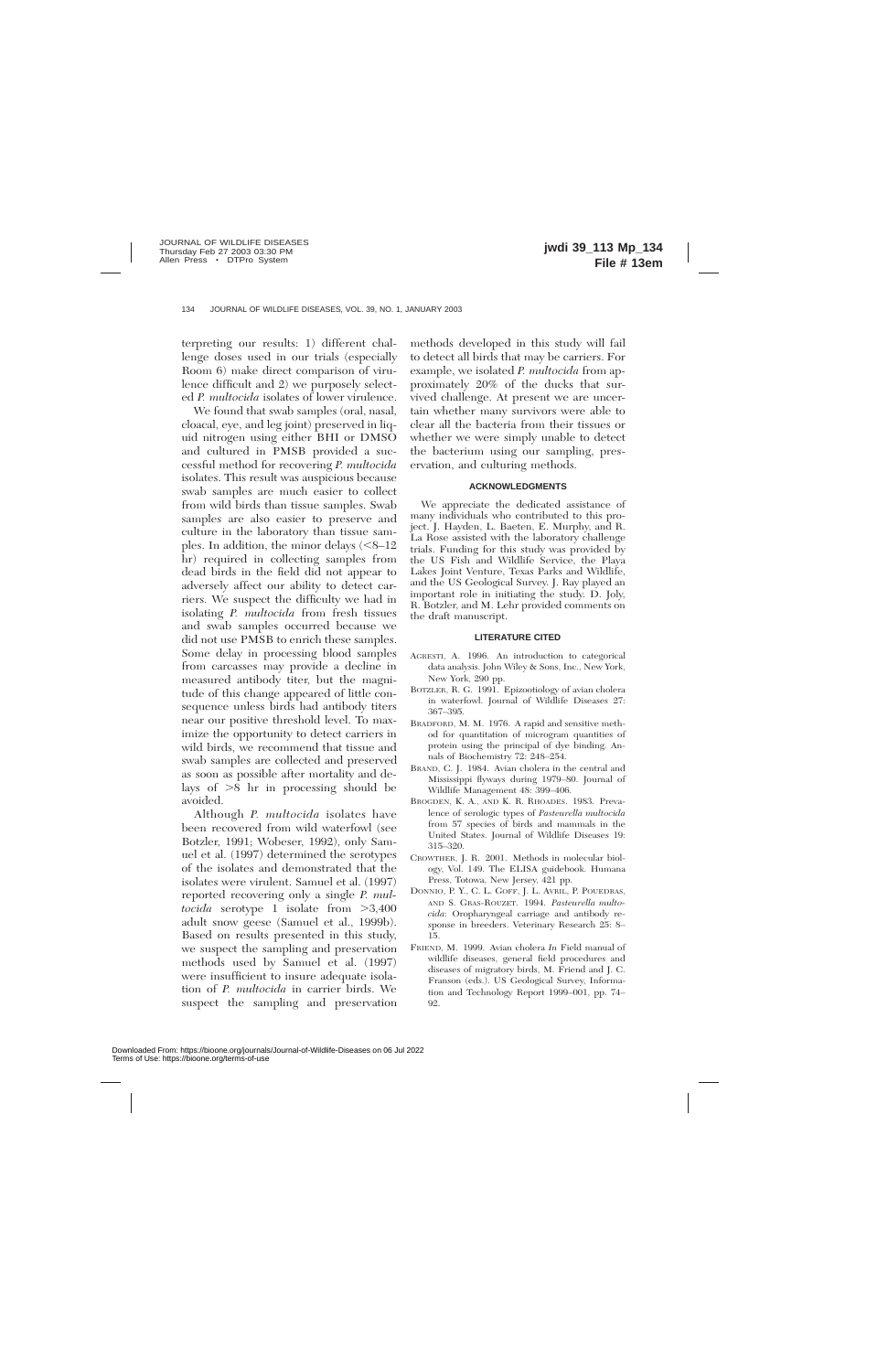terpreting our results: 1) different challenge doses used in our trials (especially Room 6) make direct comparison of virulence difficult and 2) we purposely selected *P. multocida* isolates of lower virulence.

We found that swab samples (oral, nasal, cloacal, eye, and leg joint) preserved in liquid nitrogen using either BHI or DMSO and cultured in PMSB provided a successful method for recovering *P. multocida* isolates. This result was auspicious because swab samples are much easier to collect from wild birds than tissue samples. Swab samples are also easier to preserve and culture in the laboratory than tissue samples. In addition, the minor delays (<8–12 hr) required in collecting samples from dead birds in the field did not appear to adversely affect our ability to detect carriers. We suspect the difficulty we had in isolating *P. multocida* from fresh tissues and swab samples occurred because we did not use PMSB to enrich these samples. Some delay in processing blood samples from carcasses may provide a decline in measured antibody titer, but the magnitude of this change appeared of little consequence unless birds had antibody titers near our positive threshold level. To maximize the opportunity to detect carriers in wild birds, we recommend that tissue and swab samples are collected and preserved as soon as possible after mortality and delays of >8 hr in processing should be avoided.

Although *P. multocida* isolates have been recovered from wild waterfowl (see Botzler, 1991; Wobeser, 1992), only Samuel et al. (1997) determined the serotypes of the isolates and demonstrated that the isolates were virulent. Samuel et al. (1997) reported recovering only a single *P. multocida* serotype 1 isolate from >3,400 adult snow geese (Samuel et al., 1999b). Based on results presented in this study, we suspect the sampling and preservation methods used by Samuel et al. (1997) were insufficient to insure adequate isolation of *P. multocida* in carrier birds. We suspect the sampling and preservation methods developed in this study will fail to detect all birds that may be carriers. For example, we isolated *P. multocida* from approximately 20% of the ducks that survived challenge. At present we are uncertain whether many survivors were able to clear all the bacteria from their tissues or whether we were simply unable to detect the bacterium using our sampling, preservation, and culturing methods.

## ACKNOWLEDGMENTS

We appreciate the dedicated assistance of many individuals who contributed to this project. J. Hayden, L. Baeten, E. Murphy, and R. La Rose assisted with the laboratory challenge trials. Funding for this study was provided by the US Fish and Wildlife Service, the Playa Lakes Joint Venture, Texas Parks and Wildlife, and the US Geological Survey. J. Ray played an important role in initiating the study. D. Joly, R. Botzler, and M. Lehr provided comments on the draft manuscript.

## LITERATURE CITED

AGRESTI, A. 1996. An introduction to categorical data analysis. John Wiley & Sons, Inc., New York, New York, 290 pp.

BOTZLER, R. G. 1991. Epizootiology of avian cholera in waterfowl. Journal of Wildlife Diseases 27: 367–395.

BRADFORD, M. M. 1976. A rapid and sensitive method for quantitation of microgram quantities of protein using the principal of dye binding. Annals of Biochemistry 72: 248–254.

BRAND, C. J. 1984. Avian cholera in the central and Mississippi flyways during 1979–80. Journal of Wildlife Management 48: 399–406.

BROGDEN, K. A., AND K. R. RHOADES. 1983. Prevalence of serologic types of *Pasteurella multocida* from 57 species of birds and mammals in the United States. Journal of Wildlife Diseases 19: 315–320.

CROWTHER, J. R. 2001. Methods in molecular biology, Vol. 149. The ELISA guidebook. Humana Press, Totowa, New Jersey, 421 pp.

DONNIO, P. Y., C. L. GOFF, J. L. AVRIL, P. POUEDRAS, AND S. GRAS-ROUZET. 1994. *Pasteurella multocida*: Oropharyngeal carriage and antibody response in breeders. Veterinary Research 25: 8–15.

FRIEND, M. 1999. Avian cholera *In* Field manual of wildlife diseases, general field procedures and diseases of migratory birds, M. Friend and J. C. Franson (eds.). US Geological Survey, Information and Technology Report 1999–001, pp. 74–92.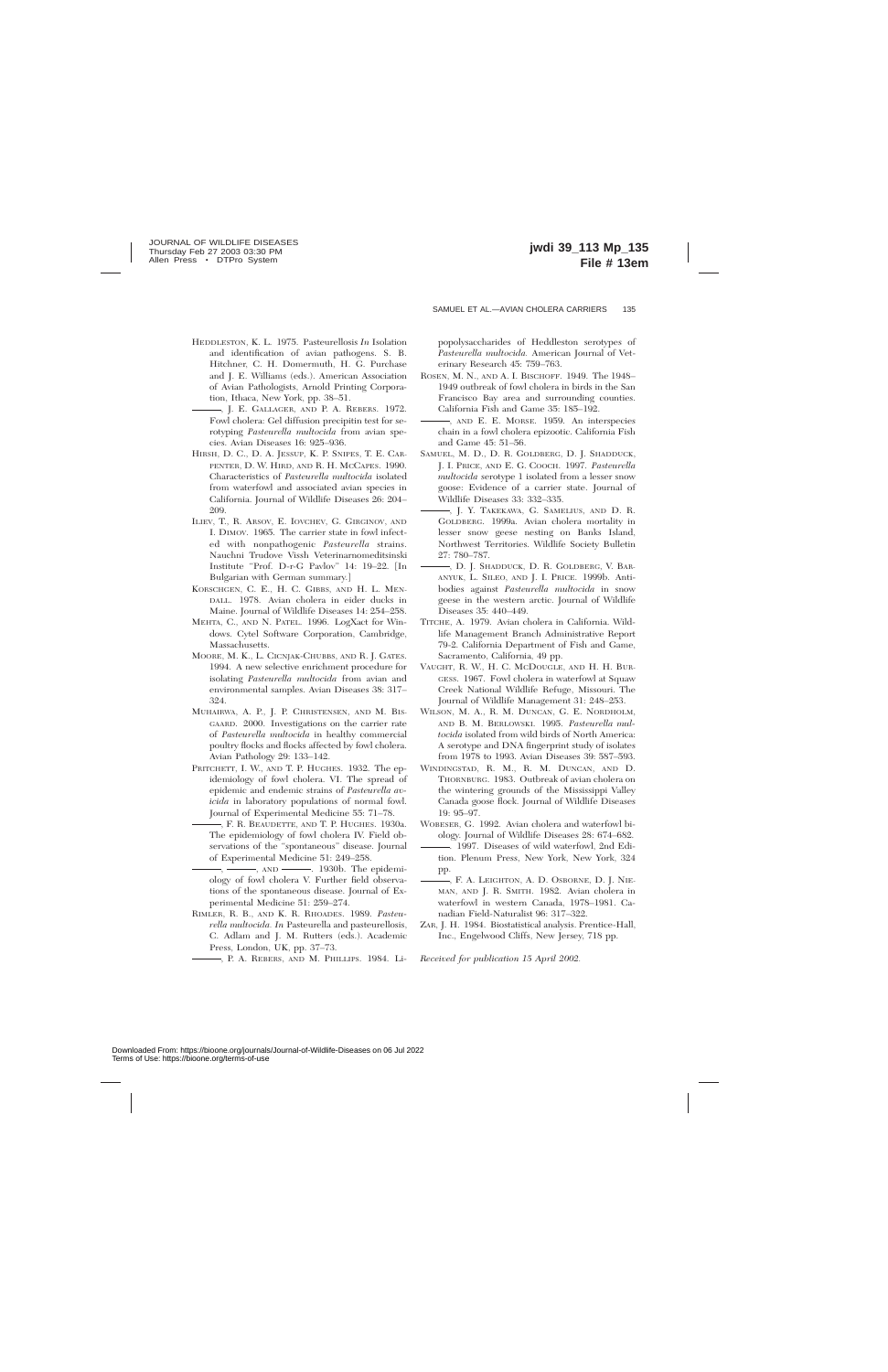HEDDLESTON, K. L. 1975. Pasteurellosis *In* Isolation and identification of avian pathogens. S. B. Hitchner, C. H. Domermuth, H. G. Purchase and J. E. Williams (eds.). American Association of Avian Pathologists, Arnold Printing Corporation, Ithaca, New York, pp. 38–51.

———, J. E. GALLAGER, AND P. A. REBERS. 1972. Fowl cholera: Gel diffusion precipitin test for serotyping *Pasteurella multocida* from avian species. Avian Diseases 16: 925–936.

HIRSH, D. C., D. A. JESSUP, K. P. SNIPES, T. E. CARPENTER, D. W. HIRD, AND R. H. MCCAPES. 1990. Characteristics of *Pasteurella multocida* isolated from waterfowl and associated avian species in California. Journal of Wildlife Diseases 26: 204–209.

ILIEV, T., R. ARSOV, E. IOVCHEV, G. GIRGINOV, AND I. DIMOV. 1965. The carrier state in fowl infected with nonpathogenic *Pasteurella* strains. Nauchni Trudove Vissh Veterinarnomeditsinski Institute "Prof. D-r-G Pavlov" 14: 19–22. [In Bulgarian with German summary.]

KORSCHGEN, C. E., H. C. GIBBS, AND H. L. MENDALL. 1978. Avian cholera in eider ducks in Maine. Journal of Wildlife Diseases 14: 254–258.

MEHTA, C., AND N. PATEL. 1996. LogXact for Windows. Cytel Software Corporation, Cambridge, Massachusetts.

MOORE, M. K., L. CICNJAK-CHUBBS, AND R. J. GATES. 1994. A new selective enrichment procedure for isolating *Pasteurella multocida* from avian and environmental samples. Avian Diseases 38: 317–324.

MUHAIRWA, A. P., J. P. CHRISTENSEN, AND M. BISGAARD. 2000. Investigations on the carrier rate of *Pasteurella multocida* in healthy commercial poultry flocks and flocks affected by fowl cholera. Avian Pathology 29: 133–142.

PRITCHETT, I. W., AND T. P. HUGHES. 1932. The epidemiology of fowl cholera. VI. The spread of epidemic and endemic strains of *Pasteurella avicida* in laboratory populations of normal fowl. Journal of Experimental Medicine 55: 71–78.

———, F. R. BEAUDETTE, AND T. P. HUGHES. 1930a. The epidemiology of fowl cholera IV. Field observations of the "spontaneous" disease. Journal of Experimental Medicine 51: 249–258.

———, ———, AND ———. 1930b. The epidemiology of fowl cholera V. Further field observations of the spontaneous disease. Journal of Experimental Medicine 51: 259–274.

RIMLER, R. B., AND K. R. RHOADES. 1989. *Pasteurella multocida*. *In* Pasteurella and pasteurellosis, C. Adlam and J. M. Rutters (eds.). Academic Press, London, UK, pp. 37–73.

———, P. A. REBERS, AND M. PHILLIPS. 1984. Lipopolysaccharides of Heddleston serotypes of *Pasteurella multocida*. American Journal of Veterinary Research 45: 759–763.

ROSEN, M. N., AND A. I. BISCHOFF. 1949. The 1948–1949 outbreak of fowl cholera in birds in the San Francisco Bay area and surrounding counties. California Fish and Game 35: 185–192.

———, AND E. E. MORSE. 1959. An interspecies chain in a fowl cholera epizootic. California Fish and Game 45: 51–56.

SAMUEL, M. D., D. R. GOLDBERG, D. J. SHADDUCK, J. I. PRICE, AND E. G. COOCH. 1997. *Pasteurella multocida* serotype 1 isolated from a lesser snow goose: Evidence of a carrier state. Journal of Wildlife Diseases 33: 332–335.

———, J. Y. TAKEKAWA, G. SAMELIUS, AND D. R. GOLDBERG. 1999a. Avian cholera mortality in lesser snow geese nesting on Banks Island, Northwest Territories. Wildlife Society Bulletin 27: 780–787.

———, D. J. SHADDUCK, D. R. GOLDBERG, V. BARANYUK, L. SILEO, AND J. I. PRICE. 1999b. Antibodies against *Pasteurella multocida* in snow geese in the western arctic. Journal of Wildlife Diseases 35: 440–449.

TITCHE, A. 1979. Avian cholera in California. Wildlife Management Branch Administrative Report 79-2. California Department of Fish and Game, Sacramento, California, 49 pp.

VAUGHT, R. W., H. C. MCDOUGLE, AND H. H. BURGESS. 1967. Fowl cholera in waterfowl at Squaw Creek National Wildlife Refuge, Missouri. The Journal of Wildlife Management 31: 248–253.

WILSON, M. A., R. M. DUNCAN, G. E. NORDHOLM, AND B. M. BERLOWSKI. 1995. *Pasteurella multocida* isolated from wild birds of North America: A serotype and DNA fingerprint study of isolates from 1978 to 1993. Avian Diseases 39: 587–593.

WINDINGSTAD, R. M., R. M. DUNCAN, AND D. THORNBURG. 1983. Outbreak of avian cholera on the wintering grounds of the Mississippi Valley Canada goose flock. Journal of Wildlife Diseases 19: 95–97.

WOBESER, G. 1992. Avian cholera and waterfowl biology. Journal of Wildlife Diseases 28: 674–682.

———. 1997. Diseases of wild waterfowl, 2nd Edition. Plenum Press, New York, New York, 324 pp.

———, F. A. LEIGHTON, A. D. OSBORNE, D. J. NIEMAN, AND J. R. SMITH. 1982. Avian cholera in waterfowl in western Canada, 1978–1981. Canadian Field-Naturalist 96: 317–322.

ZAR, J. H. 1984. Biostatistical analysis. Prentice-Hall, Inc., Engelwood Cliffs, New Jersey, 718 pp.

*Received for publication 15 April 2002.*